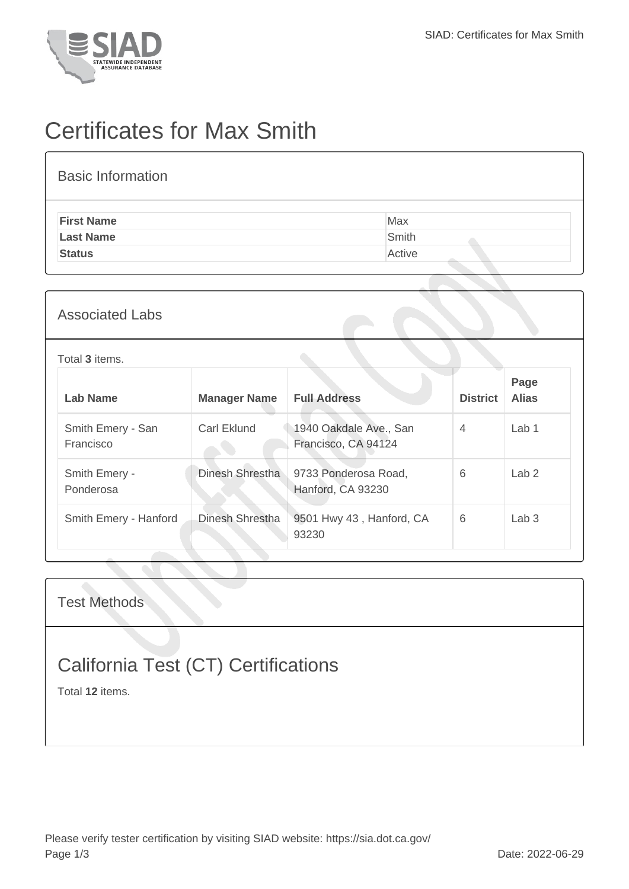# Certificates for Max Smith

## Basic Information

| | |
|---|---|
| **First Name** | Max |
| **Last Name** | Smith |
| **Status** | Active |

## Associated Labs

Total **3** items.

| Lab Name | Manager Name | Full Address | District | Page Alias |
|---|---|---|---|---|
| Smith Emery - San Francisco | Carl Eklund | 1940 Oakdale Ave., San Francisco, CA 94124 | 4 | Lab 1 |
| Smith Emery - Ponderosa | Dinesh Shrestha | 9733 Ponderosa Road, Hanford, CA 93230 | 6 | Lab 2 |
| Smith Emery - Hanford | Dinesh Shrestha | 9501 Hwy 43 , Hanford, CA 93230 | 6 | Lab 3 |

## Test Methods

## California Test (CT) Certifications

Total **12** items.

Please verify tester certification by visiting SIAD website: https://sia.dot.ca.gov/

Date: 2022-06-29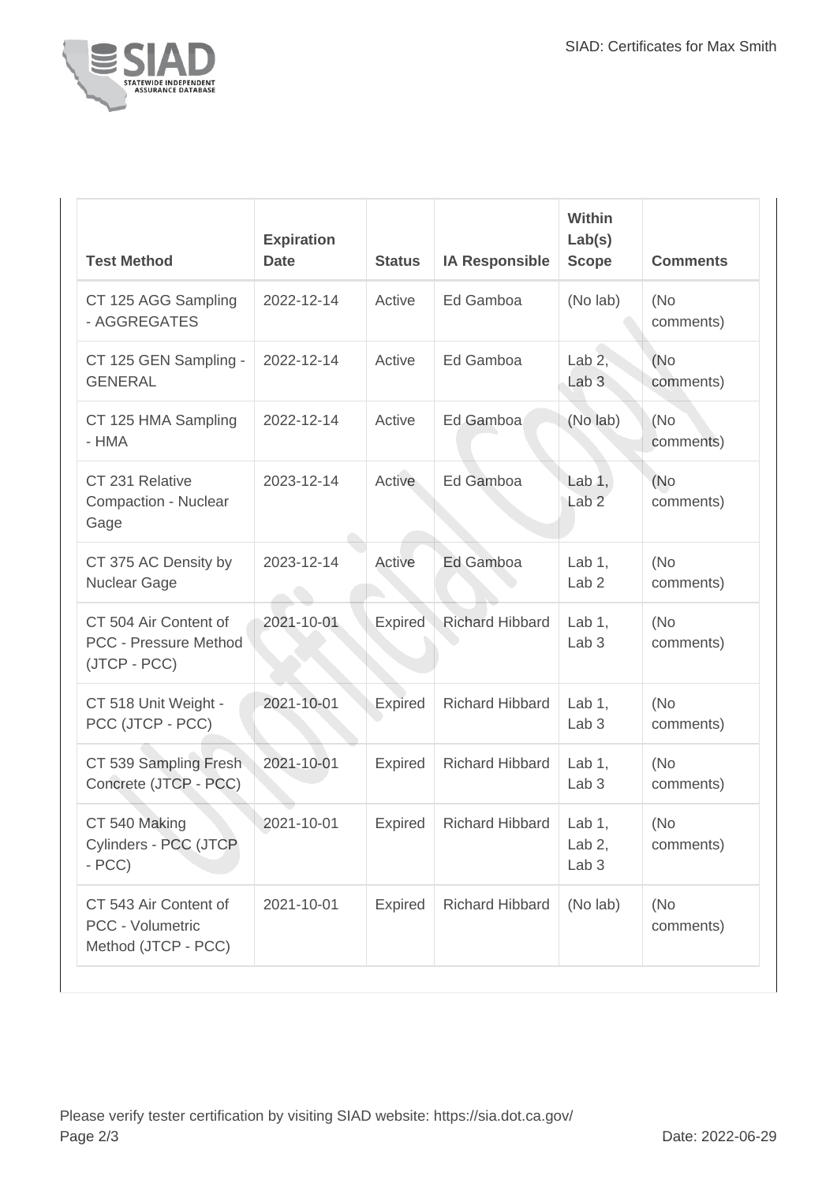| Test Method | Expiration Date | Status | IA Responsible | Within Lab(s) Scope | Comments |
|---|---|---|---|---|---|
| CT 125 AGG Sampling - AGGREGATES | 2022-12-14 | Active | Ed Gamboa | (No lab) | (No comments) |
| CT 125 GEN Sampling - GENERAL | 2022-12-14 | Active | Ed Gamboa | Lab 2, Lab 3 | (No comments) |
| CT 125 HMA Sampling - HMA | 2022-12-14 | Active | Ed Gamboa | (No lab) | (No comments) |
| CT 231 Relative Compaction - Nuclear Gage | 2023-12-14 | Active | Ed Gamboa | Lab 1, Lab 2 | (No comments) |
| CT 375 AC Density by Nuclear Gage | 2023-12-14 | Active | Ed Gamboa | Lab 1, Lab 2 | (No comments) |
| CT 504 Air Content of PCC - Pressure Method (JTCP - PCC) | 2021-10-01 | Expired | Richard Hibbard | Lab 1, Lab 3 | (No comments) |
| CT 518 Unit Weight - PCC (JTCP - PCC) | 2021-10-01 | Expired | Richard Hibbard | Lab 1, Lab 3 | (No comments) |
| CT 539 Sampling Fresh Concrete (JTCP - PCC) | 2021-10-01 | Expired | Richard Hibbard | Lab 1, Lab 3 | (No comments) |
| CT 540 Making Cylinders - PCC (JTCP - PCC) | 2021-10-01 | Expired | Richard Hibbard | Lab 1, Lab 2, Lab 3 | (No comments) |
| CT 543 Air Content of PCC - Volumetric Method (JTCP - PCC) | 2021-10-01 | Expired | Richard Hibbard | (No lab) | (No comments) |

Please verify tester certification by visiting SIAD website: https://sia.dot.ca.gov/

Date: 2022-06-29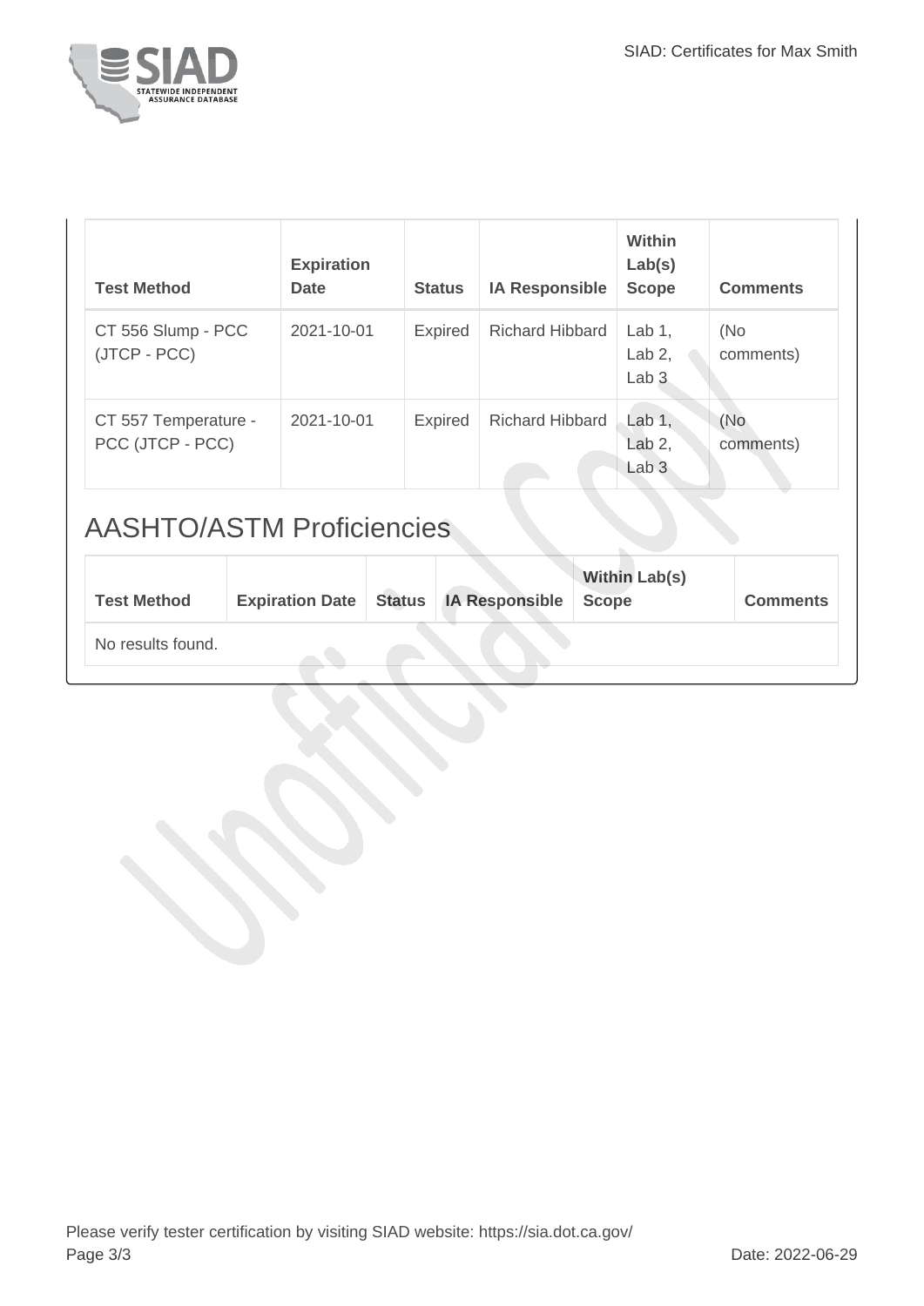| Test Method | Expiration Date | Status | IA Responsible | Within Lab(s) Scope | Comments |
| --- | --- | --- | --- | --- | --- |
| CT 556 Slump - PCC (JTCP - PCC) | 2021-10-01 | Expired | Richard Hibbard | Lab 1, Lab 2, Lab 3 | (No comments) |
| CT 557 Temperature - PCC (JTCP - PCC) | 2021-10-01 | Expired | Richard Hibbard | Lab 1, Lab 2, Lab 3 | (No comments) |

## AASHTO/ASTM Proficiencies

| Test Method | Expiration Date | Status | IA Responsible | Within Lab(s) Scope | Comments |
| --- | --- | --- | --- | --- | --- |
| No results found. | | | | | |

Please verify tester certification by visiting SIAD website: https://sia.dot.ca.gov/

Date: 2022-06-29